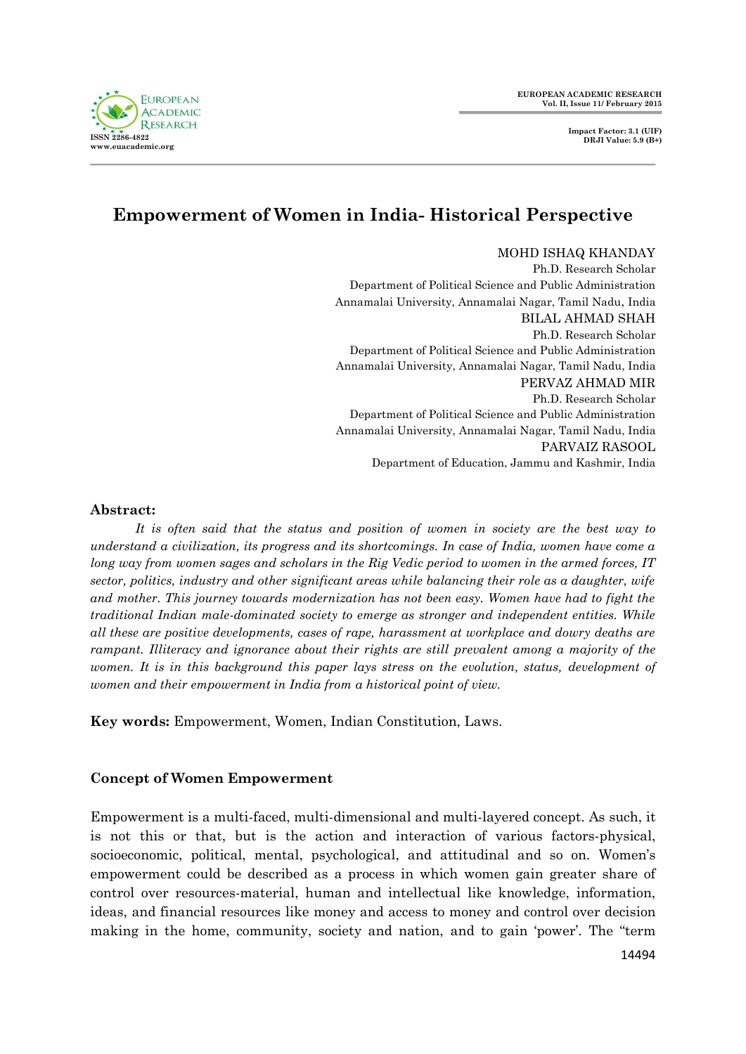# Empowerment of Women in India- Historical Perspective

MOHD ISHAQ KHANDAY  
Ph.D. Research Scholar  
Department of Political Science and Public Administration  
Annamalai University, Annamalai Nagar, Tamil Nadu, India

BILAL AHMAD SHAH  
Ph.D. Research Scholar  
Department of Political Science and Public Administration  
Annamalai University, Annamalai Nagar, Tamil Nadu, India

PERVAZ AHMAD MIR  
Ph.D. Research Scholar  
Department of Political Science and Public Administration  
Annamalai University, Annamalai Nagar, Tamil Nadu, India

PARVAIZ RASOOL  
Department of Education, Jammu and Kashmir, India

**Abstract:**

*It is often said that the status and position of women in society are the best way to understand a civilization, its progress and its shortcomings. In case of India, women have come a long way from women sages and scholars in the Rig Vedic period to women in the armed forces, IT sector, politics, industry and other significant areas while balancing their role as a daughter, wife and mother. This journey towards modernization has not been easy. Women have had to fight the traditional Indian male-dominated society to emerge as stronger and independent entities. While all these are positive developments, cases of rape, harassment at workplace and dowry deaths are rampant. Illiteracy and ignorance about their rights are still prevalent among a majority of the women. It is in this background this paper lays stress on the evolution, status, development of women and their empowerment in India from a historical point of view.*

**Key words:** Empowerment, Women, Indian Constitution, Laws.

## Concept of Women Empowerment

Empowerment is a multi-faced, multi-dimensional and multi-layered concept. As such, it is not this or that, but is the action and interaction of various factors-physical, socioeconomic, political, mental, psychological, and attitudinal and so on. Women's empowerment could be described as a process in which women gain greater share of control over resources-material, human and intellectual like knowledge, information, ideas, and financial resources like money and access to money and control over decision making in the home, community, society and nation, and to gain 'power'. The "term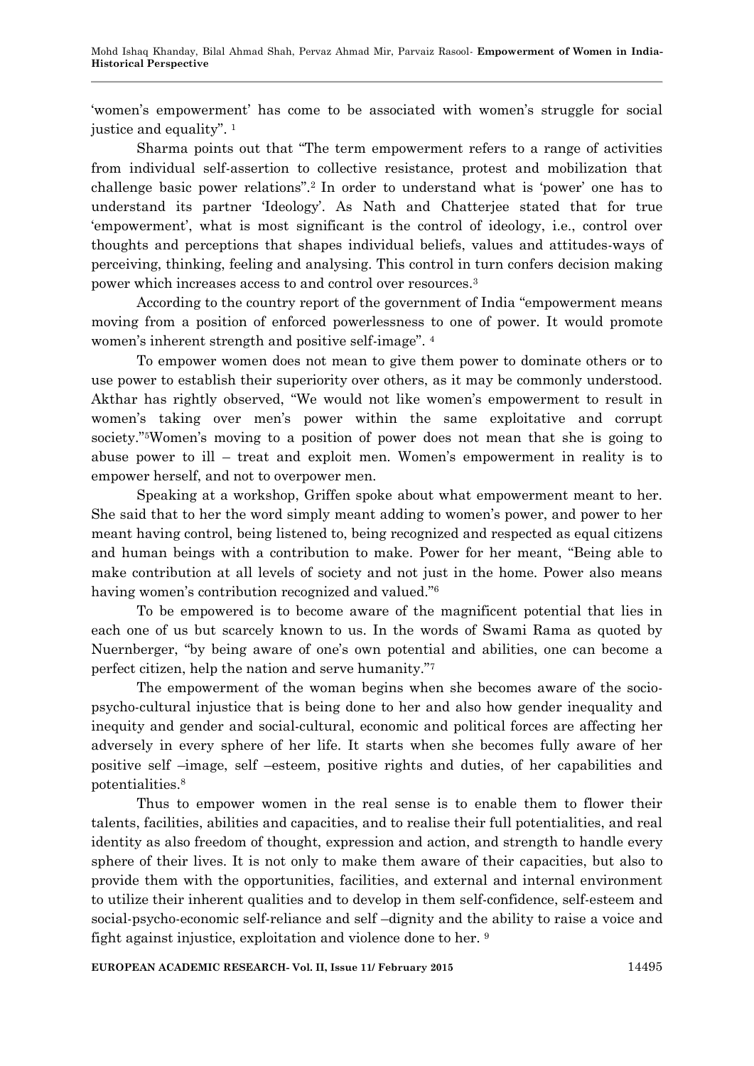'women's empowerment' has come to be associated with women's struggle for social justice and equality". [1]

Sharma points out that "The term empowerment refers to a range of activities from individual self-assertion to collective resistance, protest and mobilization that challenge basic power relations".[2] In order to understand what is 'power' one has to understand its partner 'Ideology'. As Nath and Chatterjee stated that for true 'empowerment', what is most significant is the control of ideology, i.e., control over thoughts and perceptions that shapes individual beliefs, values and attitudes-ways of perceiving, thinking, feeling and analysing. This control in turn confers decision making power which increases access to and control over resources.[3]

According to the country report of the government of India "empowerment means moving from a position of enforced powerlessness to one of power. It would promote women's inherent strength and positive self-image". [4]

To empower women does not mean to give them power to dominate others or to use power to establish their superiority over others, as it may be commonly understood. Akthar has rightly observed, "We would not like women's empowerment to result in women's taking over men's power within the same exploitative and corrupt society."[5]Women's moving to a position of power does not mean that she is going to abuse power to ill – treat and exploit men. Women's empowerment in reality is to empower herself, and not to overpower men.

Speaking at a workshop, Griffen spoke about what empowerment meant to her. She said that to her the word simply meant adding to women's power, and power to her meant having control, being listened to, being recognized and respected as equal citizens and human beings with a contribution to make. Power for her meant, "Being able to make contribution at all levels of society and not just in the home. Power also means having women's contribution recognized and valued."[6]

To be empowered is to become aware of the magnificent potential that lies in each one of us but scarcely known to us. In the words of Swami Rama as quoted by Nuernberger, "by being aware of one's own potential and abilities, one can become a perfect citizen, help the nation and serve humanity."[7]

The empowerment of the woman begins when she becomes aware of the socio-psycho-cultural injustice that is being done to her and also how gender inequality and inequity and gender and social-cultural, economic and political forces are affecting her adversely in every sphere of her life. It starts when she becomes fully aware of her positive self –image, self –esteem, positive rights and duties, of her capabilities and potentialities.[8]

Thus to empower women in the real sense is to enable them to flower their talents, facilities, abilities and capacities, and to realise their full potentialities, and real identity as also freedom of thought, expression and action, and strength to handle every sphere of their lives. It is not only to make them aware of their capacities, but also to provide them with the opportunities, facilities, and external and internal environment to utilize their inherent qualities and to develop in them self-confidence, self-esteem and social-psycho-economic self-reliance and self –dignity and the ability to raise a voice and fight against injustice, exploitation and violence done to her. [9]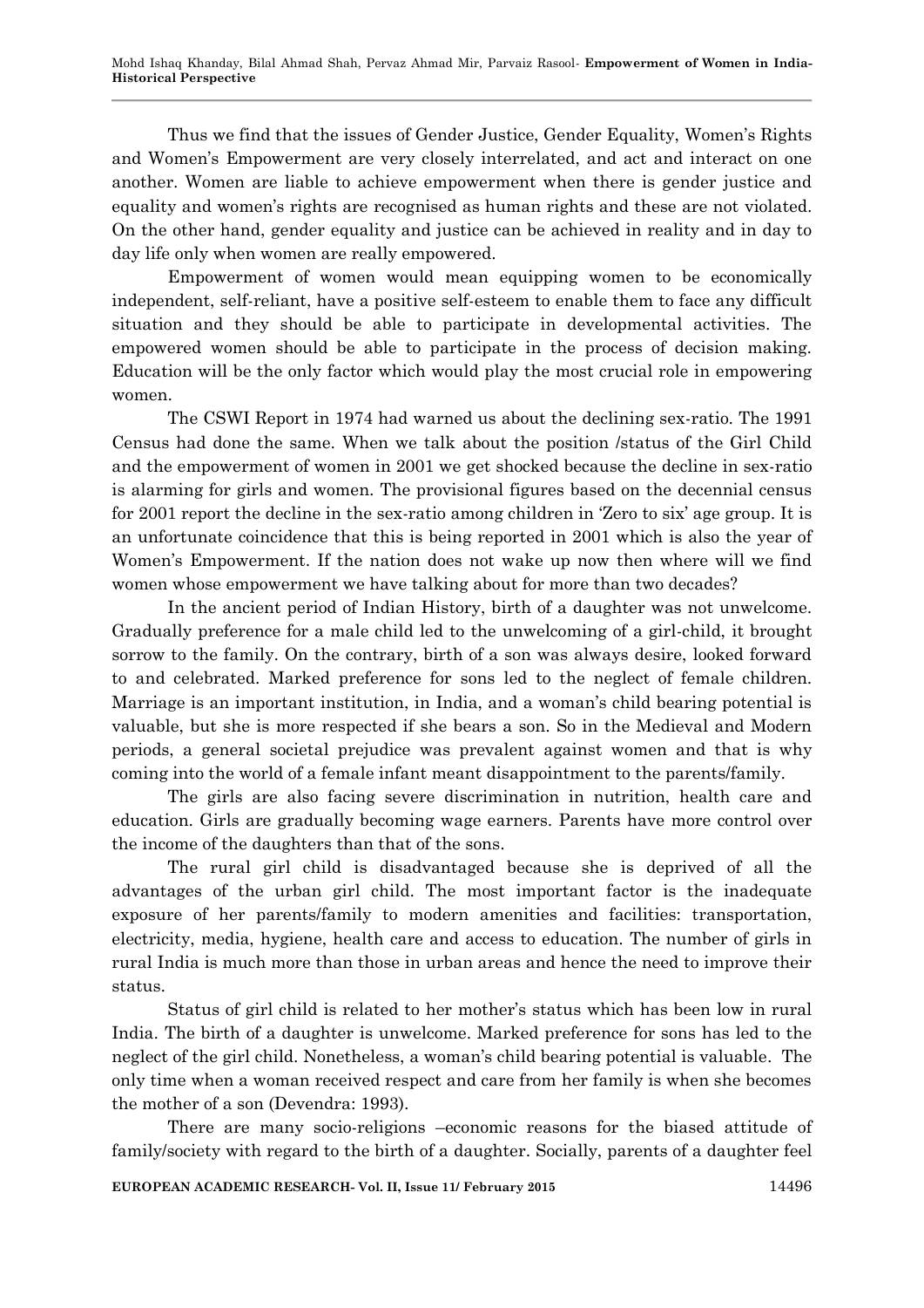Thus we find that the issues of Gender Justice, Gender Equality, Women's Rights and Women's Empowerment are very closely interrelated, and act and interact on one another. Women are liable to achieve empowerment when there is gender justice and equality and women's rights are recognised as human rights and these are not violated. On the other hand, gender equality and justice can be achieved in reality and in day to day life only when women are really empowered.

Empowerment of women would mean equipping women to be economically independent, self-reliant, have a positive self-esteem to enable them to face any difficult situation and they should be able to participate in developmental activities. The empowered women should be able to participate in the process of decision making. Education will be the only factor which would play the most crucial role in empowering women.

The CSWI Report in 1974 had warned us about the declining sex-ratio. The 1991 Census had done the same. When we talk about the position /status of the Girl Child and the empowerment of women in 2001 we get shocked because the decline in sex-ratio is alarming for girls and women. The provisional figures based on the decennial census for 2001 report the decline in the sex-ratio among children in 'Zero to six' age group. It is an unfortunate coincidence that this is being reported in 2001 which is also the year of Women's Empowerment. If the nation does not wake up now then where will we find women whose empowerment we have talking about for more than two decades?

In the ancient period of Indian History, birth of a daughter was not unwelcome. Gradually preference for a male child led to the unwelcoming of a girl-child, it brought sorrow to the family. On the contrary, birth of a son was always desire, looked forward to and celebrated. Marked preference for sons led to the neglect of female children. Marriage is an important institution, in India, and a woman's child bearing potential is valuable, but she is more respected if she bears a son. So in the Medieval and Modern periods, a general societal prejudice was prevalent against women and that is why coming into the world of a female infant meant disappointment to the parents/family.

The girls are also facing severe discrimination in nutrition, health care and education. Girls are gradually becoming wage earners. Parents have more control over the income of the daughters than that of the sons.

The rural girl child is disadvantaged because she is deprived of all the advantages of the urban girl child. The most important factor is the inadequate exposure of her parents/family to modern amenities and facilities: transportation, electricity, media, hygiene, health care and access to education. The number of girls in rural India is much more than those in urban areas and hence the need to improve their status.

Status of girl child is related to her mother's status which has been low in rural India. The birth of a daughter is unwelcome. Marked preference for sons has led to the neglect of the girl child. Nonetheless, a woman's child bearing potential is valuable. The only time when a woman received respect and care from her family is when she becomes the mother of a son (Devendra: 1993).

There are many socio-religions –economic reasons for the biased attitude of family/society with regard to the birth of a daughter. Socially, parents of a daughter feel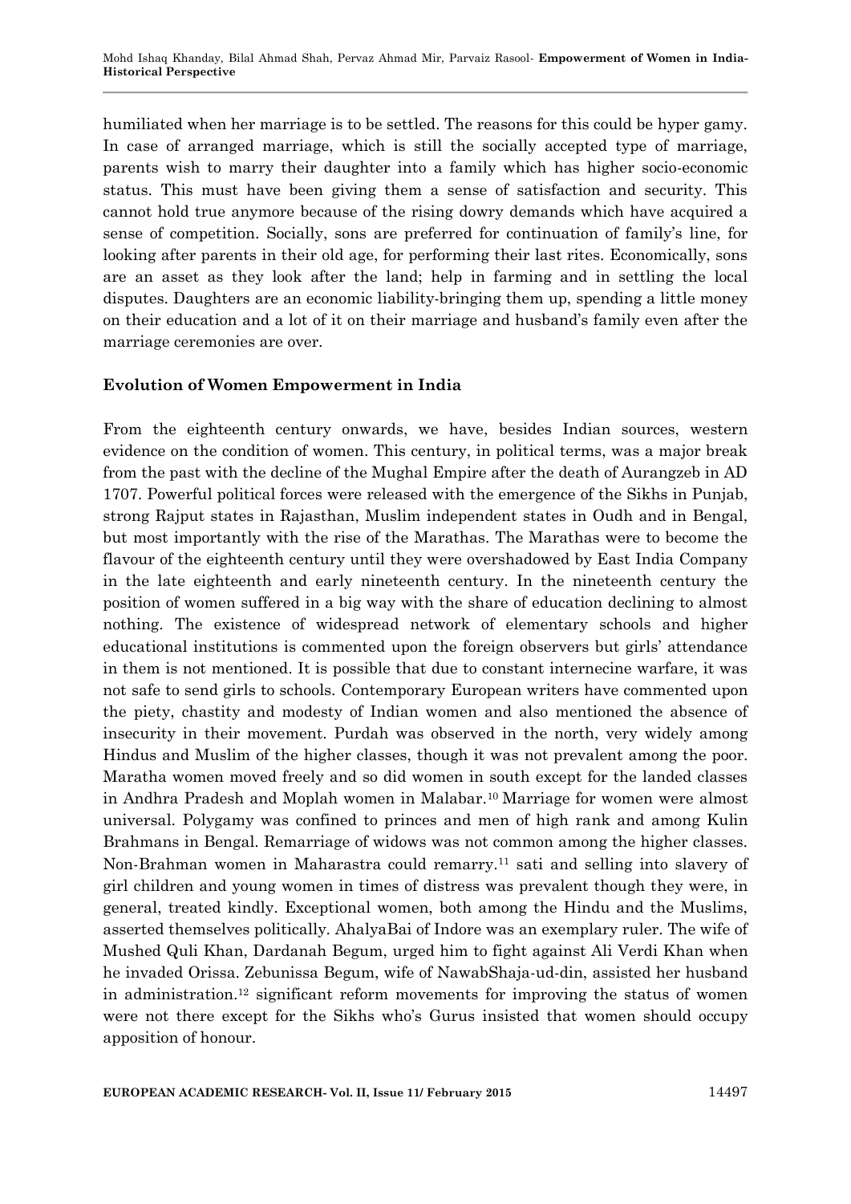humiliated when her marriage is to be settled. The reasons for this could be hyper gamy. In case of arranged marriage, which is still the socially accepted type of marriage, parents wish to marry their daughter into a family which has higher socio-economic status. This must have been giving them a sense of satisfaction and security. This cannot hold true anymore because of the rising dowry demands which have acquired a sense of competition. Socially, sons are preferred for continuation of family's line, for looking after parents in their old age, for performing their last rites. Economically, sons are an asset as they look after the land; help in farming and in settling the local disputes. Daughters are an economic liability-bringing them up, spending a little money on their education and a lot of it on their marriage and husband's family even after the marriage ceremonies are over.

## Evolution of Women Empowerment in India

From the eighteenth century onwards, we have, besides Indian sources, western evidence on the condition of women. This century, in political terms, was a major break from the past with the decline of the Mughal Empire after the death of Aurangzeb in AD 1707. Powerful political forces were released with the emergence of the Sikhs in Punjab, strong Rajput states in Rajasthan, Muslim independent states in Oudh and in Bengal, but most importantly with the rise of the Marathas. The Marathas were to become the flavour of the eighteenth century until they were overshadowed by East India Company in the late eighteenth and early nineteenth century. In the nineteenth century the position of women suffered in a big way with the share of education declining to almost nothing. The existence of widespread network of elementary schools and higher educational institutions is commented upon the foreign observers but girls' attendance in them is not mentioned. It is possible that due to constant internecine warfare, it was not safe to send girls to schools. Contemporary European writers have commented upon the piety, chastity and modesty of Indian women and also mentioned the absence of insecurity in their movement. Purdah was observed in the north, very widely among Hindus and Muslim of the higher classes, though it was not prevalent among the poor. Maratha women moved freely and so did women in south except for the landed classes in Andhra Pradesh and Moplah women in Malabar.[10] Marriage for women were almost universal. Polygamy was confined to princes and men of high rank and among Kulin Brahmans in Bengal. Remarriage of widows was not common among the higher classes. Non-Brahman women in Maharastra could remarry.[11] sati and selling into slavery of girl children and young women in times of distress was prevalent though they were, in general, treated kindly. Exceptional women, both among the Hindu and the Muslims, asserted themselves politically. AhalyaBai of Indore was an exemplary ruler. The wife of Mushed Quli Khan, Dardanah Begum, urged him to fight against Ali Verdi Khan when he invaded Orissa. Zebunissa Begum, wife of NawabShaja-ud-din, assisted her husband in administration.[12] significant reform movements for improving the status of women were not there except for the Sikhs who's Gurus insisted that women should occupy apposition of honour.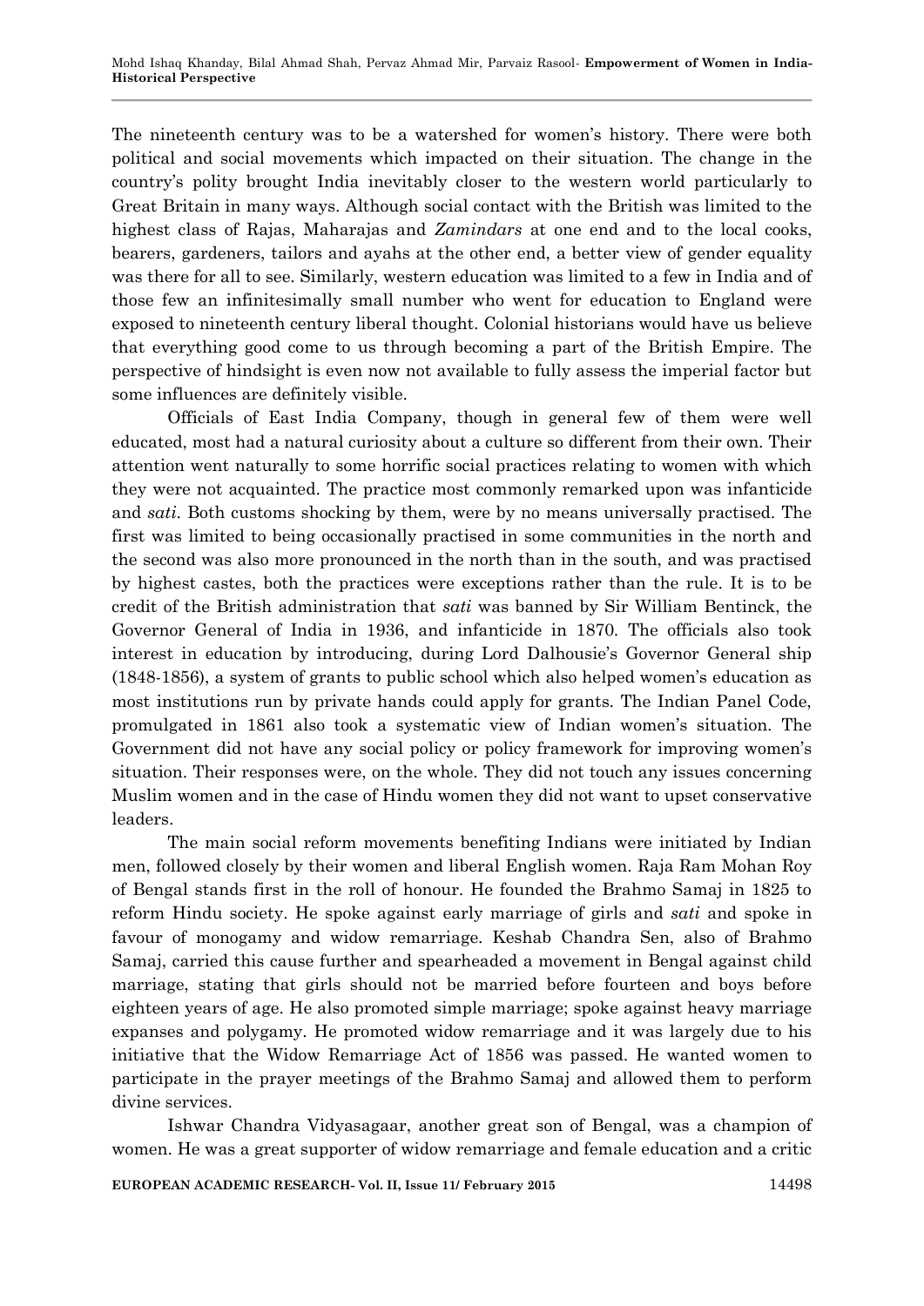The nineteenth century was to be a watershed for women's history. There were both political and social movements which impacted on their situation. The change in the country's polity brought India inevitably closer to the western world particularly to Great Britain in many ways. Although social contact with the British was limited to the highest class of Rajas, Maharajas and *Zamindars* at one end and to the local cooks, bearers, gardeners, tailors and ayahs at the other end, a better view of gender equality was there for all to see. Similarly, western education was limited to a few in India and of those few an infinitesimally small number who went for education to England were exposed to nineteenth century liberal thought. Colonial historians would have us believe that everything good come to us through becoming a part of the British Empire. The perspective of hindsight is even now not available to fully assess the imperial factor but some influences are definitely visible.

Officials of East India Company, though in general few of them were well educated, most had a natural curiosity about a culture so different from their own. Their attention went naturally to some horrific social practices relating to women with which they were not acquainted. The practice most commonly remarked upon was infanticide and *sati*. Both customs shocking by them, were by no means universally practised. The first was limited to being occasionally practised in some communities in the north and the second was also more pronounced in the north than in the south, and was practised by highest castes, both the practices were exceptions rather than the rule. It is to be credit of the British administration that *sati* was banned by Sir William Bentinck, the Governor General of India in 1936, and infanticide in 1870. The officials also took interest in education by introducing, during Lord Dalhousie's Governor General ship (1848-1856), a system of grants to public school which also helped women's education as most institutions run by private hands could apply for grants. The Indian Panel Code, promulgated in 1861 also took a systematic view of Indian women's situation. The Government did not have any social policy or policy framework for improving women's situation. Their responses were, on the whole. They did not touch any issues concerning Muslim women and in the case of Hindu women they did not want to upset conservative leaders.

The main social reform movements benefiting Indians were initiated by Indian men, followed closely by their women and liberal English women. Raja Ram Mohan Roy of Bengal stands first in the roll of honour. He founded the Brahmo Samaj in 1825 to reform Hindu society. He spoke against early marriage of girls and *sati* and spoke in favour of monogamy and widow remarriage. Keshab Chandra Sen, also of Brahmo Samaj, carried this cause further and spearheaded a movement in Bengal against child marriage, stating that girls should not be married before fourteen and boys before eighteen years of age. He also promoted simple marriage; spoke against heavy marriage expanses and polygamy. He promoted widow remarriage and it was largely due to his initiative that the Widow Remarriage Act of 1856 was passed. He wanted women to participate in the prayer meetings of the Brahmo Samaj and allowed them to perform divine services.

Ishwar Chandra Vidyasagaar, another great son of Bengal, was a champion of women. He was a great supporter of widow remarriage and female education and a critic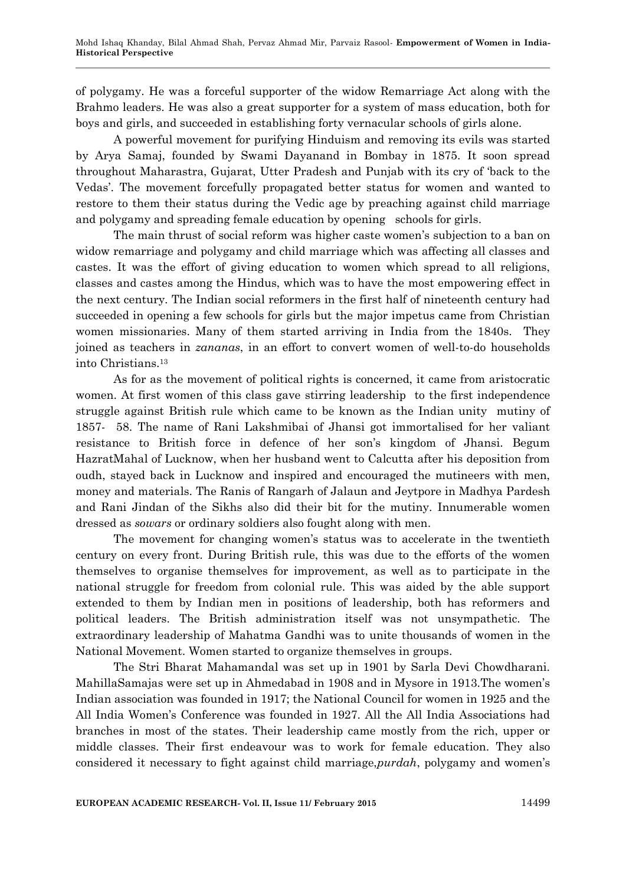of polygamy. He was a forceful supporter of the widow Remarriage Act along with the Brahmo leaders. He was also a great supporter for a system of mass education, both for boys and girls, and succeeded in establishing forty vernacular schools of girls alone.

A powerful movement for purifying Hinduism and removing its evils was started by Arya Samaj, founded by Swami Dayanand in Bombay in 1875. It soon spread throughout Maharastra, Gujarat, Utter Pradesh and Punjab with its cry of 'back to the Vedas'. The movement forcefully propagated better status for women and wanted to restore to them their status during the Vedic age by preaching against child marriage and polygamy and spreading female education by opening schools for girls.

The main thrust of social reform was higher caste women's subjection to a ban on widow remarriage and polygamy and child marriage which was affecting all classes and castes. It was the effort of giving education to women which spread to all religions, classes and castes among the Hindus, which was to have the most empowering effect in the next century. The Indian social reformers in the first half of nineteenth century had succeeded in opening a few schools for girls but the major impetus came from Christian women missionaries. Many of them started arriving in India from the 1840s. They joined as teachers in *zananas*, in an effort to convert women of well-to-do households into Christians.[13]

As for as the movement of political rights is concerned, it came from aristocratic women. At first women of this class gave stirring leadership to the first independence struggle against British rule which came to be known as the Indian unity mutiny of 1857- 58. The name of Rani Lakshmibai of Jhansi got immortalised for her valiant resistance to British force in defence of her son's kingdom of Jhansi. Begum HazratMahal of Lucknow, when her husband went to Calcutta after his deposition from oudh, stayed back in Lucknow and inspired and encouraged the mutineers with men, money and materials. The Ranis of Rangarh of Jalaun and Jeytpore in Madhya Pardesh and Rani Jindan of the Sikhs also did their bit for the mutiny. Innumerable women dressed as *sowars* or ordinary soldiers also fought along with men.

The movement for changing women's status was to accelerate in the twentieth century on every front. During British rule, this was due to the efforts of the women themselves to organise themselves for improvement, as well as to participate in the national struggle for freedom from colonial rule. This was aided by the able support extended to them by Indian men in positions of leadership, both has reformers and political leaders. The British administration itself was not unsympathetic. The extraordinary leadership of Mahatma Gandhi was to unite thousands of women in the National Movement. Women started to organize themselves in groups.

The Stri Bharat Mahamandal was set up in 1901 by Sarla Devi Chowdharani. MahillaSamajas were set up in Ahmedabad in 1908 and in Mysore in 1913.The women's Indian association was founded in 1917; the National Council for women in 1925 and the All India Women's Conference was founded in 1927. All the All India Associations had branches in most of the states. Their leadership came mostly from the rich, upper or middle classes. Their first endeavour was to work for female education. They also considered it necessary to fight against child marriage,*purdah*, polygamy and women's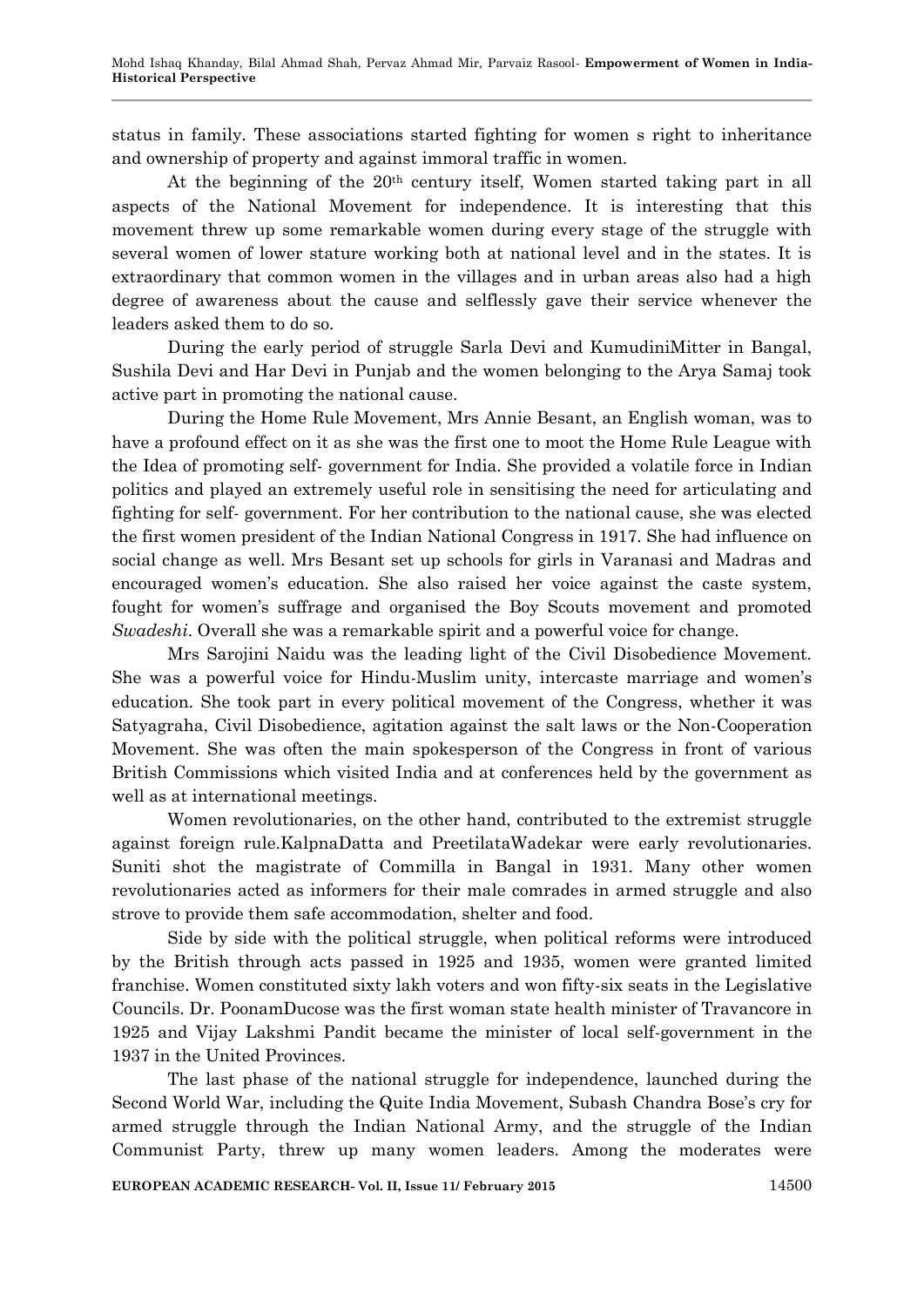status in family. These associations started fighting for women s right to inheritance and ownership of property and against immoral traffic in women.

At the beginning of the 20th century itself, Women started taking part in all aspects of the National Movement for independence. It is interesting that this movement threw up some remarkable women during every stage of the struggle with several women of lower stature working both at national level and in the states. It is extraordinary that common women in the villages and in urban areas also had a high degree of awareness about the cause and selflessly gave their service whenever the leaders asked them to do so.

During the early period of struggle Sarla Devi and KumudiniMitter in Bangal, Sushila Devi and Har Devi in Punjab and the women belonging to the Arya Samaj took active part in promoting the national cause.

During the Home Rule Movement, Mrs Annie Besant, an English woman, was to have a profound effect on it as she was the first one to moot the Home Rule League with the Idea of promoting self- government for India. She provided a volatile force in Indian politics and played an extremely useful role in sensitising the need for articulating and fighting for self- government. For her contribution to the national cause, she was elected the first women president of the Indian National Congress in 1917. She had influence on social change as well. Mrs Besant set up schools for girls in Varanasi and Madras and encouraged women's education. She also raised her voice against the caste system, fought for women's suffrage and organised the Boy Scouts movement and promoted *Swadeshi*. Overall she was a remarkable spirit and a powerful voice for change.

Mrs Sarojini Naidu was the leading light of the Civil Disobedience Movement. She was a powerful voice for Hindu-Muslim unity, intercaste marriage and women's education. She took part in every political movement of the Congress, whether it was Satyagraha, Civil Disobedience, agitation against the salt laws or the Non-Cooperation Movement. She was often the main spokesperson of the Congress in front of various British Commissions which visited India and at conferences held by the government as well as at international meetings.

Women revolutionaries, on the other hand, contributed to the extremist struggle against foreign rule.KalpnaDatta and PreetilataWadekar were early revolutionaries. Suniti shot the magistrate of Commilla in Bangal in 1931. Many other women revolutionaries acted as informers for their male comrades in armed struggle and also strove to provide them safe accommodation, shelter and food.

Side by side with the political struggle, when political reforms were introduced by the British through acts passed in 1925 and 1935, women were granted limited franchise. Women constituted sixty lakh voters and won fifty-six seats in the Legislative Councils. Dr. PoonamDucose was the first woman state health minister of Travancore in 1925 and Vijay Lakshmi Pandit became the minister of local self-government in the 1937 in the United Provinces.

The last phase of the national struggle for independence, launched during the Second World War, including the Quite India Movement, Subash Chandra Bose's cry for armed struggle through the Indian National Army, and the struggle of the Indian Communist Party, threw up many women leaders. Among the moderates were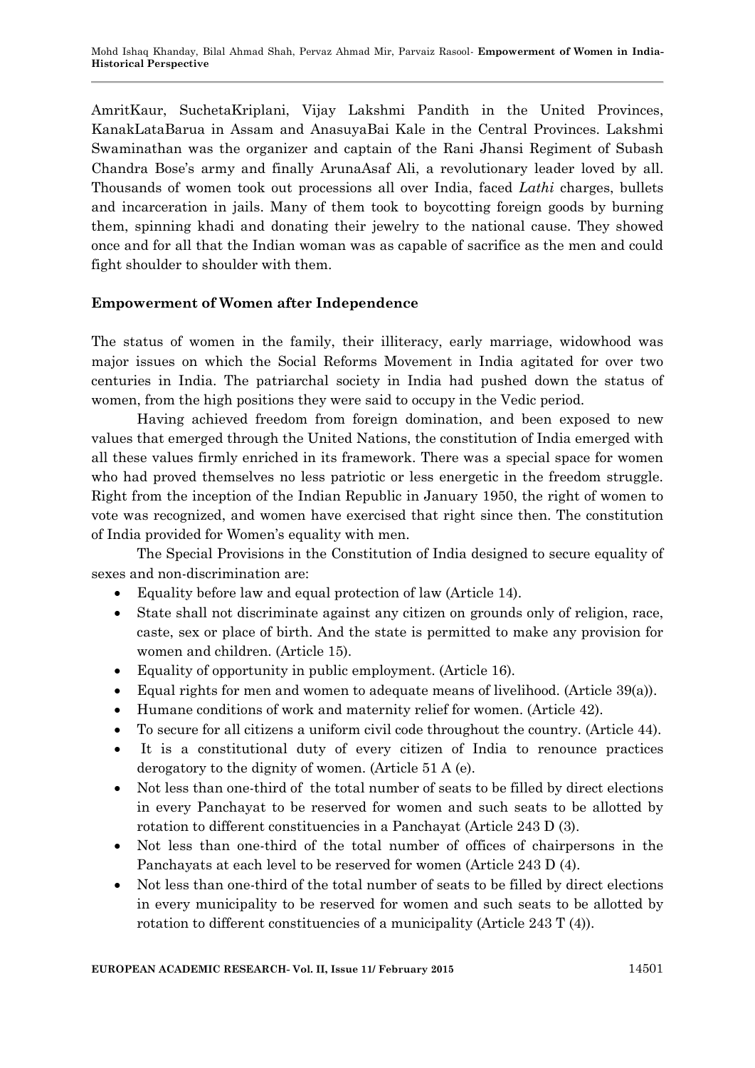AmritKaur, SuchetaKriplani, Vijay Lakshmi Pandith in the United Provinces, KanakLataBarua in Assam and AnasuyaBai Kale in the Central Provinces. Lakshmi Swaminathan was the organizer and captain of the Rani Jhansi Regiment of Subash Chandra Bose's army and finally ArunaAsaf Ali, a revolutionary leader loved by all. Thousands of women took out processions all over India, faced *Lathi* charges, bullets and incarceration in jails. Many of them took to boycotting foreign goods by burning them, spinning khadi and donating their jewelry to the national cause. They showed once and for all that the Indian woman was as capable of sacrifice as the men and could fight shoulder to shoulder with them.

## Empowerment of Women after Independence

The status of women in the family, their illiteracy, early marriage, widowhood was major issues on which the Social Reforms Movement in India agitated for over two centuries in India. The patriarchal society in India had pushed down the status of women, from the high positions they were said to occupy in the Vedic period.

Having achieved freedom from foreign domination, and been exposed to new values that emerged through the United Nations, the constitution of India emerged with all these values firmly enriched in its framework. There was a special space for women who had proved themselves no less patriotic or less energetic in the freedom struggle. Right from the inception of the Indian Republic in January 1950, the right of women to vote was recognized, and women have exercised that right since then. The constitution of India provided for Women's equality with men.

The Special Provisions in the Constitution of India designed to secure equality of sexes and non-discrimination are:

- Equality before law and equal protection of law (Article 14).
- State shall not discriminate against any citizen on grounds only of religion, race, caste, sex or place of birth. And the state is permitted to make any provision for women and children. (Article 15).
- Equality of opportunity in public employment. (Article 16).
- Equal rights for men and women to adequate means of livelihood. (Article 39(a)).
- Humane conditions of work and maternity relief for women. (Article 42).
- To secure for all citizens a uniform civil code throughout the country. (Article 44).
- It is a constitutional duty of every citizen of India to renounce practices derogatory to the dignity of women. (Article 51 A (e).
- Not less than one-third of the total number of seats to be filled by direct elections in every Panchayat to be reserved for women and such seats to be allotted by rotation to different constituencies in a Panchayat (Article 243 D (3).
- Not less than one-third of the total number of offices of chairpersons in the Panchayats at each level to be reserved for women (Article 243 D (4).
- Not less than one-third of the total number of seats to be filled by direct elections in every municipality to be reserved for women and such seats to be allotted by rotation to different constituencies of a municipality (Article 243 T (4)).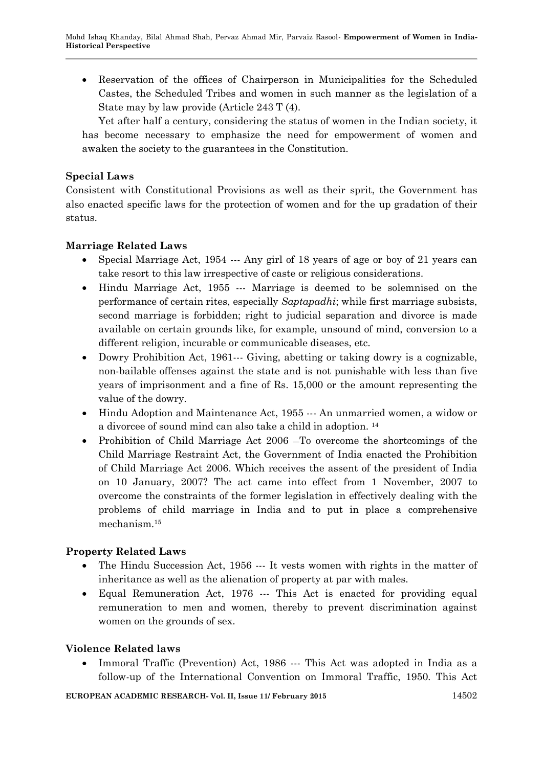- Reservation of the offices of Chairperson in Municipalities for the Scheduled Castes, the Scheduled Tribes and women in such manner as the legislation of a State may by law provide (Article 243 T (4).

Yet after half a century, considering the status of women in the Indian society, it has become necessary to emphasize the need for empowerment of women and awaken the society to the guarantees in the Constitution.

**Special Laws**

Consistent with Constitutional Provisions as well as their sprit, the Government has also enacted specific laws for the protection of women and for the up gradation of their status.

**Marriage Related Laws**

- Special Marriage Act, 1954 --- Any girl of 18 years of age or boy of 21 years can take resort to this law irrespective of caste or religious considerations.
- Hindu Marriage Act, 1955 --- Marriage is deemed to be solemnised on the performance of certain rites, especially *Saptapadhi*; while first marriage subsists, second marriage is forbidden; right to judicial separation and divorce is made available on certain grounds like, for example, unsound of mind, conversion to a different religion, incurable or communicable diseases, etc.
- Dowry Prohibition Act, 1961--- Giving, abetting or taking dowry is a cognizable, non-bailable offenses against the state and is not punishable with less than five years of imprisonment and a fine of Rs. 15,000 or the amount representing the value of the dowry.
- Hindu Adoption and Maintenance Act, 1955 --- An unmarried women, a widow or a divorcee of sound mind can also take a child in adoption. [14]
- Prohibition of Child Marriage Act 2006 –To overcome the shortcomings of the Child Marriage Restraint Act, the Government of India enacted the Prohibition of Child Marriage Act 2006. Which receives the assent of the president of India on 10 January, 2007? The act came into effect from 1 November, 2007 to overcome the constraints of the former legislation in effectively dealing with the problems of child marriage in India and to put in place a comprehensive mechanism.[15]

**Property Related Laws**

- The Hindu Succession Act, 1956 --- It vests women with rights in the matter of inheritance as well as the alienation of property at par with males.
- Equal Remuneration Act, 1976 --- This Act is enacted for providing equal remuneration to men and women, thereby to prevent discrimination against women on the grounds of sex.

**Violence Related laws**

- Immoral Traffic (Prevention) Act, 1986 --- This Act was adopted in India as a follow-up of the International Convention on Immoral Traffic, 1950. This Act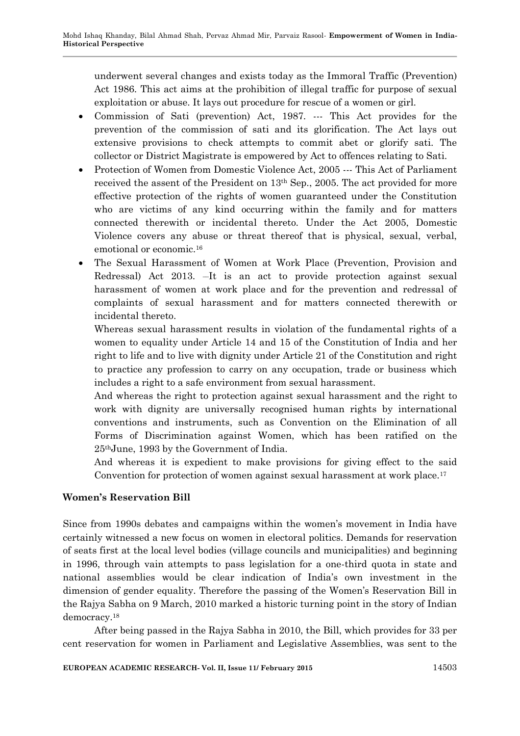underwent several changes and exists today as the Immoral Traffic (Prevention) Act 1986. This act aims at the prohibition of illegal traffic for purpose of sexual exploitation or abuse. It lays out procedure for rescue of a women or girl.

- Commission of Sati (prevention) Act, 1987. --- This Act provides for the prevention of the commission of sati and its glorification. The Act lays out extensive provisions to check attempts to commit abet or glorify sati. The collector or District Magistrate is empowered by Act to offences relating to Sati.
- Protection of Women from Domestic Violence Act, 2005 --- This Act of Parliament received the assent of the President on 13th Sep., 2005. The act provided for more effective protection of the rights of women guaranteed under the Constitution who are victims of any kind occurring within the family and for matters connected therewith or incidental thereto. Under the Act 2005, Domestic Violence covers any abuse or threat thereof that is physical, sexual, verbal, emotional or economic.[16]
- The Sexual Harassment of Women at Work Place (Prevention, Provision and Redressal) Act 2013. –It is an act to provide protection against sexual harassment of women at work place and for the prevention and redressal of complaints of sexual harassment and for matters connected therewith or incidental thereto.

  Whereas sexual harassment results in violation of the fundamental rights of a women to equality under Article 14 and 15 of the Constitution of India and her right to life and to live with dignity under Article 21 of the Constitution and right to practice any profession to carry on any occupation, trade or business which includes a right to a safe environment from sexual harassment.

  And whereas the right to protection against sexual harassment and the right to work with dignity are universally recognised human rights by international conventions and instruments, such as Convention on the Elimination of all Forms of Discrimination against Women, which has been ratified on the 25thJune, 1993 by the Government of India.

  And whereas it is expedient to make provisions for giving effect to the said Convention for protection of women against sexual harassment at work place.[17]

## Women's Reservation Bill

Since from 1990s debates and campaigns within the women's movement in India have certainly witnessed a new focus on women in electoral politics. Demands for reservation of seats first at the local level bodies (village councils and municipalities) and beginning in 1996, through vain attempts to pass legislation for a one-third quota in state and national assemblies would be clear indication of India's own investment in the dimension of gender equality. Therefore the passing of the Women's Reservation Bill in the Rajya Sabha on 9 March, 2010 marked a historic turning point in the story of Indian democracy.[18]

After being passed in the Rajya Sabha in 2010, the Bill, which provides for 33 per cent reservation for women in Parliament and Legislative Assemblies, was sent to the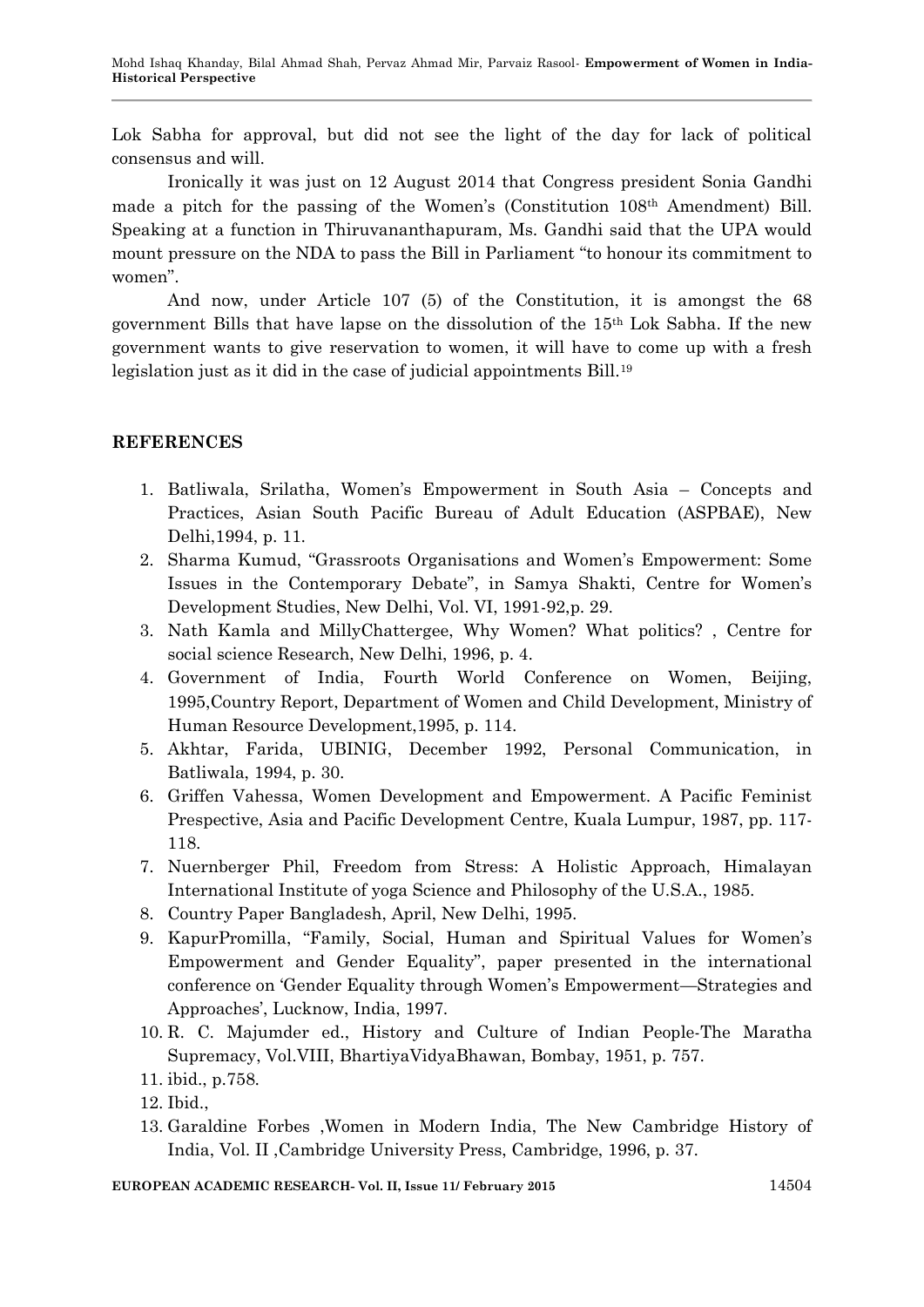Lok Sabha for approval, but did not see the light of the day for lack of political consensus and will.

Ironically it was just on 12 August 2014 that Congress president Sonia Gandhi made a pitch for the passing of the Women's (Constitution 108th Amendment) Bill. Speaking at a function in Thiruvananthapuram, Ms. Gandhi said that the UPA would mount pressure on the NDA to pass the Bill in Parliament "to honour its commitment to women".

And now, under Article 107 (5) of the Constitution, it is amongst the 68 government Bills that have lapse on the dissolution of the 15th Lok Sabha. If the new government wants to give reservation to women, it will have to come up with a fresh legislation just as it did in the case of judicial appointments Bill.[19]

## REFERENCES

1. Batliwala, Srilatha, Women's Empowerment in South Asia – Concepts and Practices, Asian South Pacific Bureau of Adult Education (ASPBAE), New Delhi,1994, p. 11.
2. Sharma Kumud, "Grassroots Organisations and Women's Empowerment: Some Issues in the Contemporary Debate", in Samya Shakti, Centre for Women's Development Studies, New Delhi, Vol. VI, 1991-92,p. 29.
3. Nath Kamla and MillyChattergee, Why Women? What politics? , Centre for social science Research, New Delhi, 1996, p. 4.
4. Government of India, Fourth World Conference on Women, Beijing, 1995,Country Report, Department of Women and Child Development, Ministry of Human Resource Development,1995, p. 114.
5. Akhtar, Farida, UBINIG, December 1992, Personal Communication, in Batliwala, 1994, p. 30.
6. Griffen Vahessa, Women Development and Empowerment. A Pacific Feminist Prespective, Asia and Pacific Development Centre, Kuala Lumpur, 1987, pp. 117-118.
7. Nuernberger Phil, Freedom from Stress: A Holistic Approach, Himalayan International Institute of yoga Science and Philosophy of the U.S.A., 1985.
8. Country Paper Bangladesh, April, New Delhi, 1995.
9. KapurPromilla, "Family, Social, Human and Spiritual Values for Women's Empowerment and Gender Equality", paper presented in the international conference on 'Gender Equality through Women's Empowerment—Strategies and Approaches', Lucknow, India, 1997.
10. R. C. Majumder ed., History and Culture of Indian People-The Maratha Supremacy, Vol.VIII, BhartiyaVidyaBhawan, Bombay, 1951, p. 757.
11. ibid., p.758.
12. Ibid.,
13. Garaldine Forbes ,Women in Modern India, The New Cambridge History of India, Vol. II ,Cambridge University Press, Cambridge, 1996, p. 37.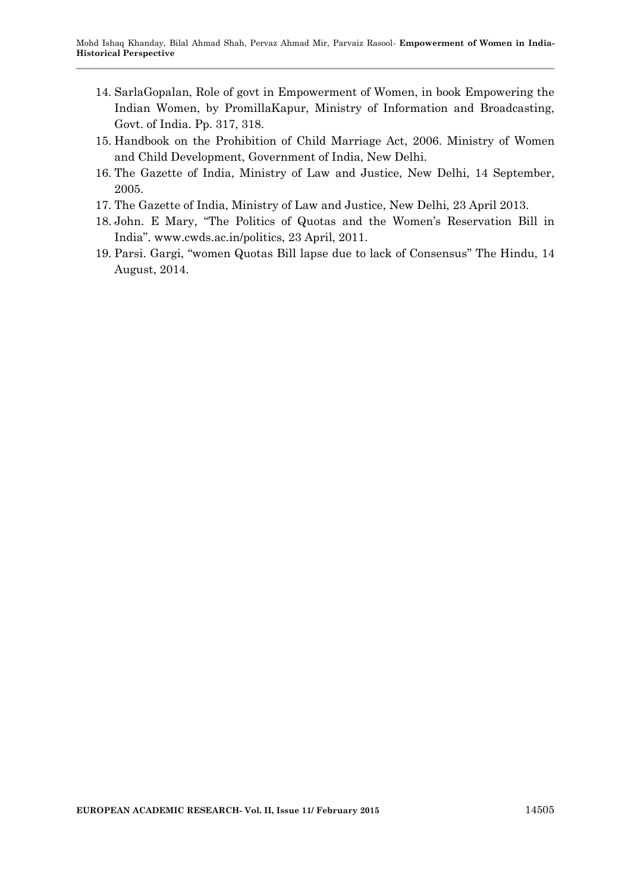14. SarlaGopalan, Role of govt in Empowerment of Women, in book Empowering the Indian Women, by PromillaKapur, Ministry of Information and Broadcasting, Govt. of India. Pp. 317, 318.
15. Handbook on the Prohibition of Child Marriage Act, 2006. Ministry of Women and Child Development, Government of India, New Delhi.
16. The Gazette of India, Ministry of Law and Justice, New Delhi, 14 September, 2005.
17. The Gazette of India, Ministry of Law and Justice, New Delhi, 23 April 2013.
18. John. E Mary, "The Politics of Quotas and the Women's Reservation Bill in India". www.cwds.ac.in/politics, 23 April, 2011.
19. Parsi. Gargi, "women Quotas Bill lapse due to lack of Consensus" The Hindu, 14 August, 2014.